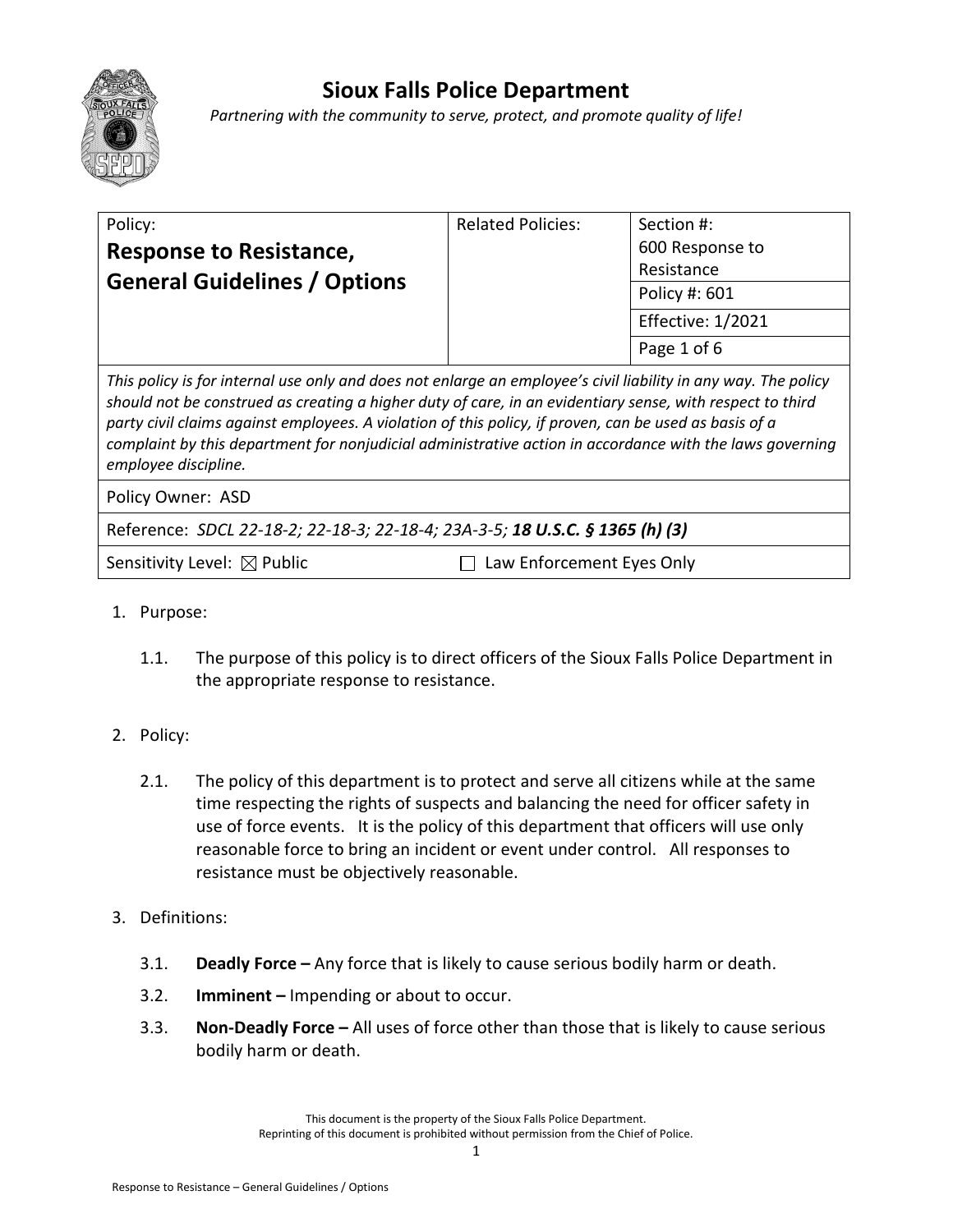# Sioux Falls Police Department

*Partnering with the community to serve, protect, and promote quality of life!*

| Policy: **Response to Resistance, General Guidelines / Options** | Related Policies: | Section #: 600 Response to Resistance |
|---|---|---|
| | | Policy #: 601 |
| | | Effective: 1/2021 |
| | | Page 1 of 6 |

*This policy is for internal use only and does not enlarge an employee's civil liability in any way. The policy should not be construed as creating a higher duty of care, in an evidentiary sense, with respect to third party civil claims against employees. A violation of this policy, if proven, can be used as basis of a complaint by this department for nonjudicial administrative action in accordance with the laws governing employee discipline.*

Policy Owner: ASD

Reference: *SDCL 22-18-2; 22-18-3; 22-18-4; 23A-3-5;* ***18 U.S.C. § 1365 (h) (3)***

Sensitivity Level: ☒ Public ☐ Law Enforcement Eyes Only

1. Purpose:

   1.1. The purpose of this policy is to direct officers of the Sioux Falls Police Department in the appropriate response to resistance.

2. Policy:

   2.1. The policy of this department is to protect and serve all citizens while at the same time respecting the rights of suspects and balancing the need for officer safety in use of force events. It is the policy of this department that officers will use only reasonable force to bring an incident or event under control. All responses to resistance must be objectively reasonable.

3. Definitions:

   3.1. **Deadly Force –** Any force that is likely to cause serious bodily harm or death.

   3.2. **Imminent –** Impending or about to occur.

   3.3. **Non-Deadly Force –** All uses of force other than those that is likely to cause serious bodily harm or death.

This document is the property of the Sioux Falls Police Department.
Reprinting of this document is prohibited without permission from the Chief of Police.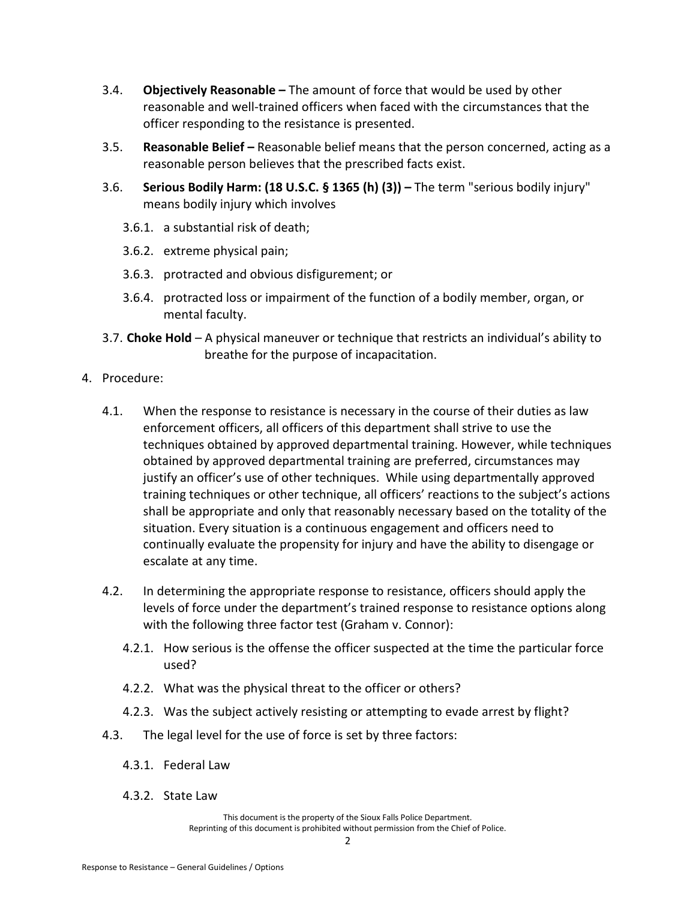3.4. **Objectively Reasonable –** The amount of force that would be used by other reasonable and well-trained officers when faced with the circumstances that the officer responding to the resistance is presented.

3.5. **Reasonable Belief –** Reasonable belief means that the person concerned, acting as a reasonable person believes that the prescribed facts exist.

3.6. **Serious Bodily Harm: (18 U.S.C. § 1365 (h) (3)) –** The term "serious bodily injury" means bodily injury which involves

3.6.1. a substantial risk of death;

3.6.2. extreme physical pain;

3.6.3. protracted and obvious disfigurement; or

3.6.4. protracted loss or impairment of the function of a bodily member, organ, or mental faculty.

3.7. **Choke Hold** – A physical maneuver or technique that restricts an individual's ability to breathe for the purpose of incapacitation.

4. Procedure:

4.1. When the response to resistance is necessary in the course of their duties as law enforcement officers, all officers of this department shall strive to use the techniques obtained by approved departmental training. However, while techniques obtained by approved departmental training are preferred, circumstances may justify an officer's use of other techniques. While using departmentally approved training techniques or other technique, all officers' reactions to the subject's actions shall be appropriate and only that reasonably necessary based on the totality of the situation. Every situation is a continuous engagement and officers need to continually evaluate the propensity for injury and have the ability to disengage or escalate at any time.

4.2. In determining the appropriate response to resistance, officers should apply the levels of force under the department's trained response to resistance options along with the following three factor test (Graham v. Connor):

4.2.1. How serious is the offense the officer suspected at the time the particular force used?

4.2.2. What was the physical threat to the officer or others?

4.2.3. Was the subject actively resisting or attempting to evade arrest by flight?

4.3. The legal level for the use of force is set by three factors:

4.3.1. Federal Law

4.3.2. State Law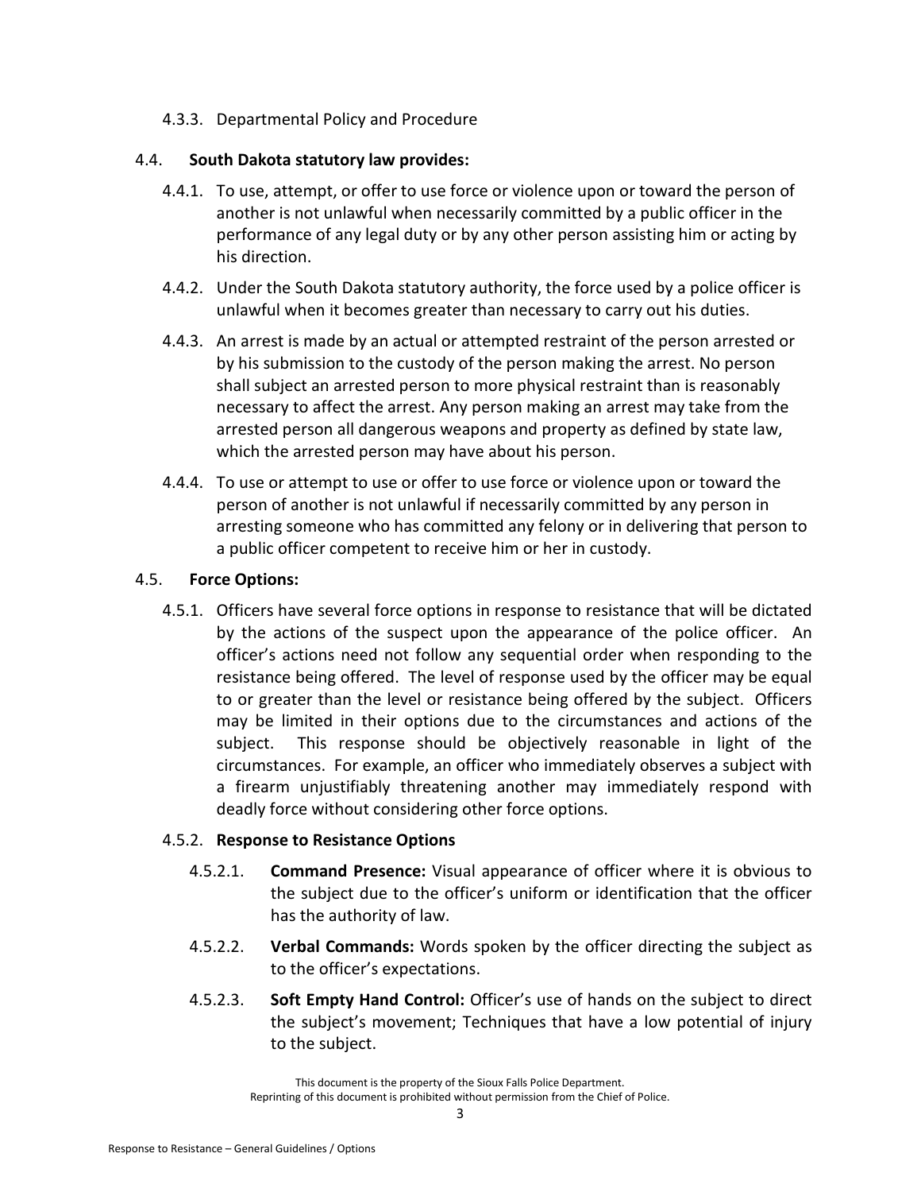4.3.3. Departmental Policy and Procedure

4.4. **South Dakota statutory law provides:**

4.4.1. To use, attempt, or offer to use force or violence upon or toward the person of another is not unlawful when necessarily committed by a public officer in the performance of any legal duty or by any other person assisting him or acting by his direction.

4.4.2. Under the South Dakota statutory authority, the force used by a police officer is unlawful when it becomes greater than necessary to carry out his duties.

4.4.3. An arrest is made by an actual or attempted restraint of the person arrested or by his submission to the custody of the person making the arrest. No person shall subject an arrested person to more physical restraint than is reasonably necessary to affect the arrest. Any person making an arrest may take from the arrested person all dangerous weapons and property as defined by state law, which the arrested person may have about his person.

4.4.4. To use or attempt to use or offer to use force or violence upon or toward the person of another is not unlawful if necessarily committed by any person in arresting someone who has committed any felony or in delivering that person to a public officer competent to receive him or her in custody.

4.5. **Force Options:**

4.5.1. Officers have several force options in response to resistance that will be dictated by the actions of the suspect upon the appearance of the police officer. An officer's actions need not follow any sequential order when responding to the resistance being offered. The level of response used by the officer may be equal to or greater than the level or resistance being offered by the subject. Officers may be limited in their options due to the circumstances and actions of the subject. This response should be objectively reasonable in light of the circumstances. For example, an officer who immediately observes a subject with a firearm unjustifiably threatening another may immediately respond with deadly force without considering other force options.

4.5.2. **Response to Resistance Options**

4.5.2.1. **Command Presence:** Visual appearance of officer where it is obvious to the subject due to the officer's uniform or identification that the officer has the authority of law.

4.5.2.2. **Verbal Commands:** Words spoken by the officer directing the subject as to the officer's expectations.

4.5.2.3. **Soft Empty Hand Control:** Officer's use of hands on the subject to direct the subject's movement; Techniques that have a low potential of injury to the subject.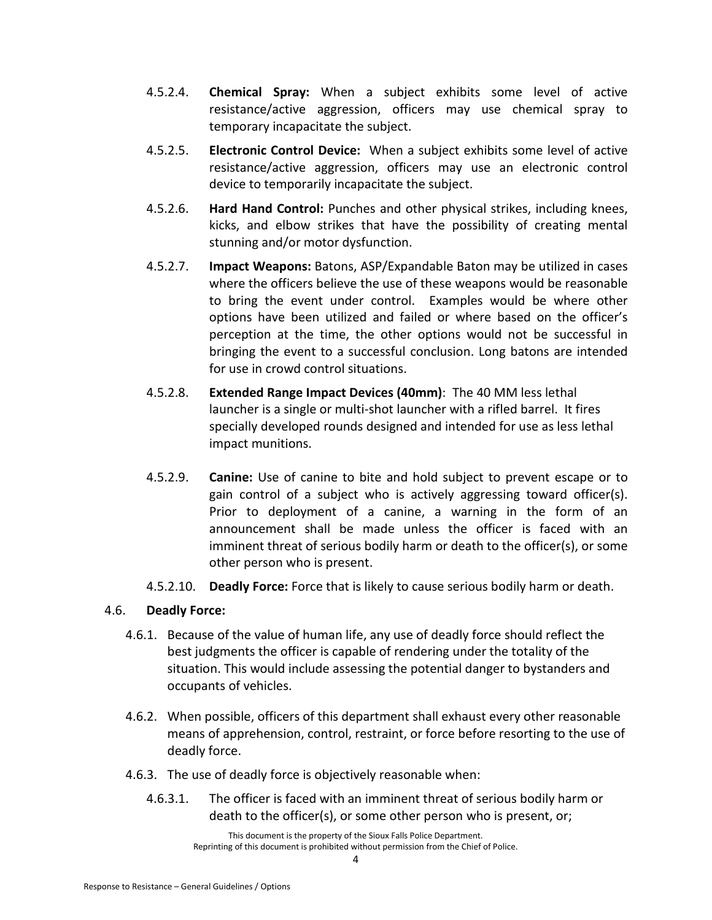4.5.2.4. **Chemical Spray:** When a subject exhibits some level of active resistance/active aggression, officers may use chemical spray to temporary incapacitate the subject.

4.5.2.5. **Electronic Control Device:** When a subject exhibits some level of active resistance/active aggression, officers may use an electronic control device to temporarily incapacitate the subject.

4.5.2.6. **Hard Hand Control:** Punches and other physical strikes, including knees, kicks, and elbow strikes that have the possibility of creating mental stunning and/or motor dysfunction.

4.5.2.7. **Impact Weapons:** Batons, ASP/Expandable Baton may be utilized in cases where the officers believe the use of these weapons would be reasonable to bring the event under control. Examples would be where other options have been utilized and failed or where based on the officer's perception at the time, the other options would not be successful in bringing the event to a successful conclusion. Long batons are intended for use in crowd control situations.

4.5.2.8. **Extended Range Impact Devices (40mm)**: The 40 MM less lethal launcher is a single or multi-shot launcher with a rifled barrel. It fires specially developed rounds designed and intended for use as less lethal impact munitions.

4.5.2.9. **Canine:** Use of canine to bite and hold subject to prevent escape or to gain control of a subject who is actively aggressing toward officer(s). Prior to deployment of a canine, a warning in the form of an announcement shall be made unless the officer is faced with an imminent threat of serious bodily harm or death to the officer(s), or some other person who is present.

4.5.2.10. **Deadly Force:** Force that is likely to cause serious bodily harm or death.

4.6. **Deadly Force:**

4.6.1. Because of the value of human life, any use of deadly force should reflect the best judgments the officer is capable of rendering under the totality of the situation. This would include assessing the potential danger to bystanders and occupants of vehicles.

4.6.2. When possible, officers of this department shall exhaust every other reasonable means of apprehension, control, restraint, or force before resorting to the use of deadly force.

4.6.3. The use of deadly force is objectively reasonable when:

4.6.3.1. The officer is faced with an imminent threat of serious bodily harm or death to the officer(s), or some other person who is present, or;

This document is the property of the Sioux Falls Police Department.
Reprinting of this document is prohibited without permission from the Chief of Police.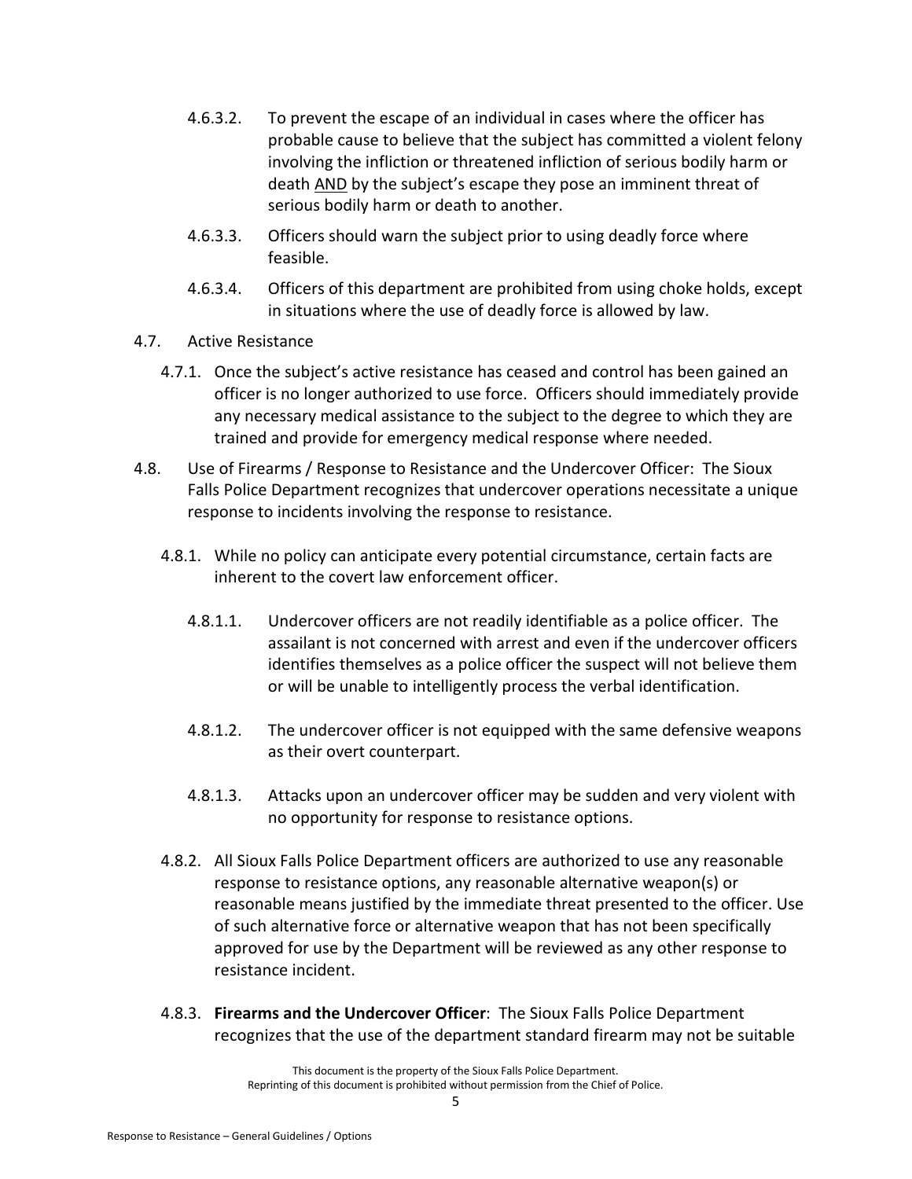4.6.3.2. To prevent the escape of an individual in cases where the officer has probable cause to believe that the subject has committed a violent felony involving the infliction or threatened infliction of serious bodily harm or death <u>AND</u> by the subject's escape they pose an imminent threat of serious bodily harm or death to another.

4.6.3.3. Officers should warn the subject prior to using deadly force where feasible.

4.6.3.4. Officers of this department are prohibited from using choke holds, except in situations where the use of deadly force is allowed by law.

4.7. Active Resistance

4.7.1. Once the subject's active resistance has ceased and control has been gained an officer is no longer authorized to use force. Officers should immediately provide any necessary medical assistance to the subject to the degree to which they are trained and provide for emergency medical response where needed.

4.8. Use of Firearms / Response to Resistance and the Undercover Officer: The Sioux Falls Police Department recognizes that undercover operations necessitate a unique response to incidents involving the response to resistance.

4.8.1. While no policy can anticipate every potential circumstance, certain facts are inherent to the covert law enforcement officer.

4.8.1.1. Undercover officers are not readily identifiable as a police officer. The assailant is not concerned with arrest and even if the undercover officers identifies themselves as a police officer the suspect will not believe them or will be unable to intelligently process the verbal identification.

4.8.1.2. The undercover officer is not equipped with the same defensive weapons as their overt counterpart.

4.8.1.3. Attacks upon an undercover officer may be sudden and very violent with no opportunity for response to resistance options.

4.8.2. All Sioux Falls Police Department officers are authorized to use any reasonable response to resistance options, any reasonable alternative weapon(s) or reasonable means justified by the immediate threat presented to the officer. Use of such alternative force or alternative weapon that has not been specifically approved for use by the Department will be reviewed as any other response to resistance incident.

4.8.3. **Firearms and the Undercover Officer**: The Sioux Falls Police Department recognizes that the use of the department standard firearm may not be suitable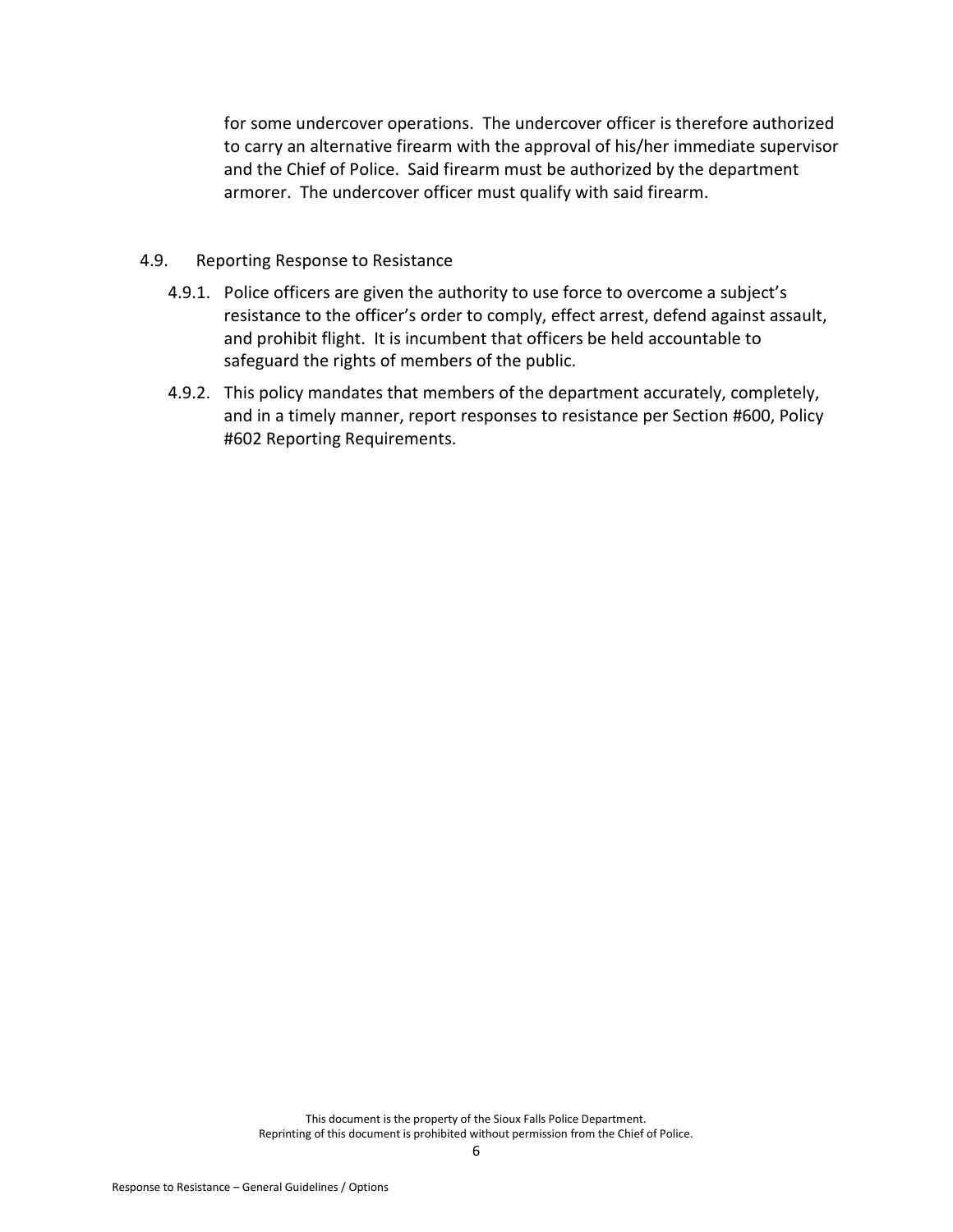for some undercover operations. The undercover officer is therefore authorized to carry an alternative firearm with the approval of his/her immediate supervisor and the Chief of Police. Said firearm must be authorized by the department armorer. The undercover officer must qualify with said firearm.

4.9. Reporting Response to Resistance

4.9.1. Police officers are given the authority to use force to overcome a subject's resistance to the officer's order to comply, effect arrest, defend against assault, and prohibit flight. It is incumbent that officers be held accountable to safeguard the rights of members of the public.

4.9.2. This policy mandates that members of the department accurately, completely, and in a timely manner, report responses to resistance per Section #600, Policy #602 Reporting Requirements.